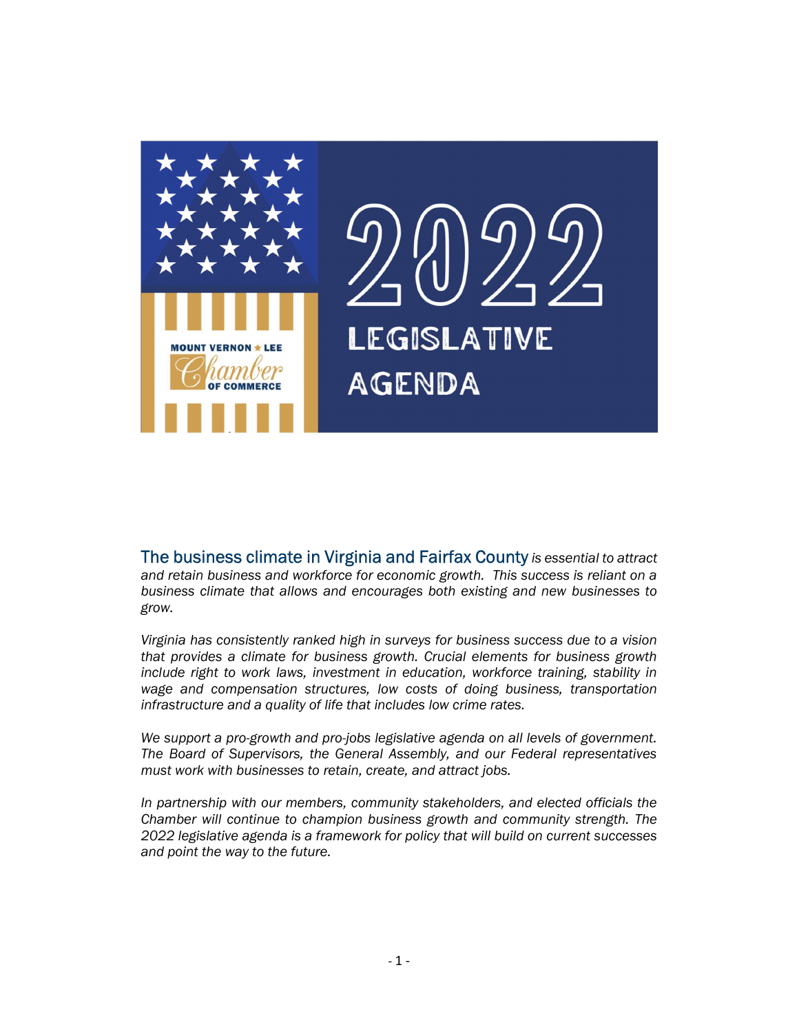# 2022 LEGISLATIVE AGENDA

MOUNT VERNON ★ LEE Chamber OF COMMERCE

The business climate in Virginia and Fairfax County *is essential to attract and retain business and workforce for economic growth. This success is reliant on a business climate that allows and encourages both existing and new businesses to grow.*

*Virginia has consistently ranked high in surveys for business success due to a vision that provides a climate for business growth. Crucial elements for business growth include right to work laws, investment in education, workforce training, stability in wage and compensation structures, low costs of doing business, transportation infrastructure and a quality of life that includes low crime rates.*

*We support a pro-growth and pro-jobs legislative agenda on all levels of government. The Board of Supervisors, the General Assembly, and our Federal representatives must work with businesses to retain, create, and attract jobs.*

*In partnership with our members, community stakeholders, and elected officials the Chamber will continue to champion business growth and community strength. The 2022 legislative agenda is a framework for policy that will build on current successes and point the way to the future.*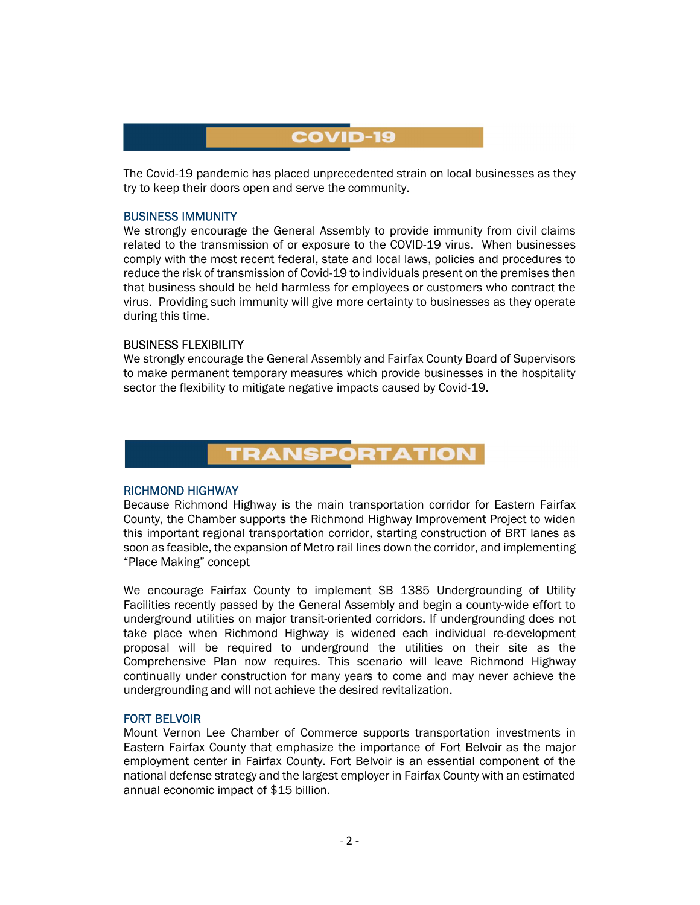# COVID-19

The Covid-19 pandemic has placed unprecedented strain on local businesses as they try to keep their doors open and serve the community.

### BUSINESS IMMUNITY

We strongly encourage the General Assembly to provide immunity from civil claims related to the transmission of or exposure to the COVID-19 virus. When businesses comply with the most recent federal, state and local laws, policies and procedures to reduce the risk of transmission of Covid-19 to individuals present on the premises then that business should be held harmless for employees or customers who contract the virus. Providing such immunity will give more certainty to businesses as they operate during this time.

### BUSINESS FLEXIBILITY

We strongly encourage the General Assembly and Fairfax County Board of Supervisors to make permanent temporary measures which provide businesses in the hospitality sector the flexibility to mitigate negative impacts caused by Covid-19.

# TRANSPORTATION

### RICHMOND HIGHWAY

Because Richmond Highway is the main transportation corridor for Eastern Fairfax County, the Chamber supports the Richmond Highway Improvement Project to widen this important regional transportation corridor, starting construction of BRT lanes as soon as feasible, the expansion of Metro rail lines down the corridor, and implementing "Place Making" concept

We encourage Fairfax County to implement SB 1385 Undergrounding of Utility Facilities recently passed by the General Assembly and begin a county-wide effort to underground utilities on major transit-oriented corridors. If undergrounding does not take place when Richmond Highway is widened each individual re-development proposal will be required to underground the utilities on their site as the Comprehensive Plan now requires. This scenario will leave Richmond Highway continually under construction for many years to come and may never achieve the undergrounding and will not achieve the desired revitalization.

### FORT BELVOIR

Mount Vernon Lee Chamber of Commerce supports transportation investments in Eastern Fairfax County that emphasize the importance of Fort Belvoir as the major employment center in Fairfax County. Fort Belvoir is an essential component of the national defense strategy and the largest employer in Fairfax County with an estimated annual economic impact of $15 billion.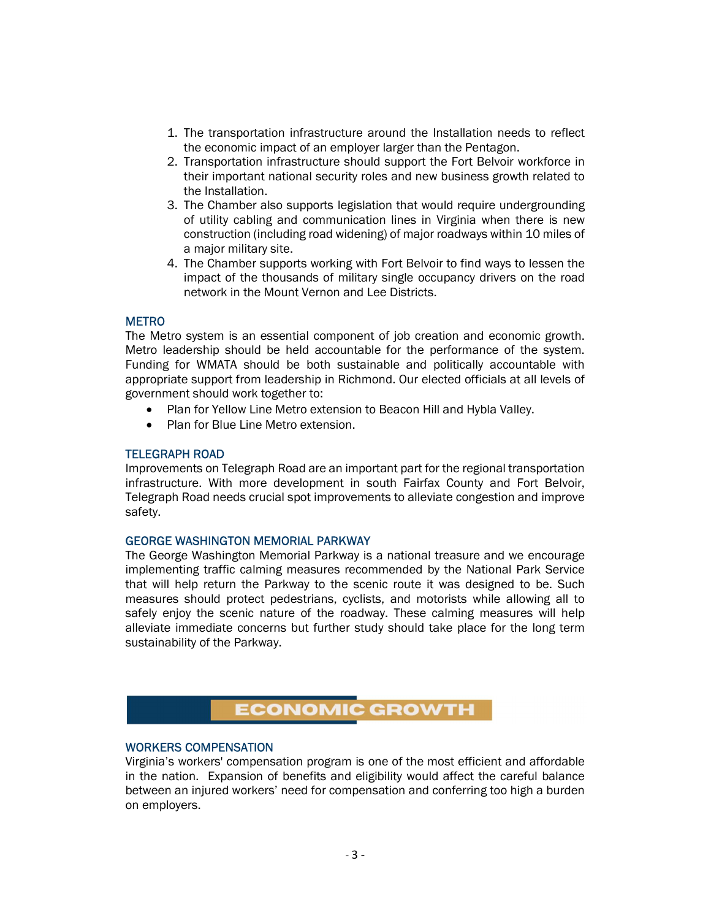1. The transportation infrastructure around the Installation needs to reflect the economic impact of an employer larger than the Pentagon.
2. Transportation infrastructure should support the Fort Belvoir workforce in their important national security roles and new business growth related to the Installation.
3. The Chamber also supports legislation that would require undergrounding of utility cabling and communication lines in Virginia when there is new construction (including road widening) of major roadways within 10 miles of a major military site.
4. The Chamber supports working with Fort Belvoir to find ways to lessen the impact of the thousands of military single occupancy drivers on the road network in the Mount Vernon and Lee Districts.

### METRO

The Metro system is an essential component of job creation and economic growth. Metro leadership should be held accountable for the performance of the system. Funding for WMATA should be both sustainable and politically accountable with appropriate support from leadership in Richmond. Our elected officials at all levels of government should work together to:

- Plan for Yellow Line Metro extension to Beacon Hill and Hybla Valley.
- Plan for Blue Line Metro extension.

### TELEGRAPH ROAD

Improvements on Telegraph Road are an important part for the regional transportation infrastructure. With more development in south Fairfax County and Fort Belvoir, Telegraph Road needs crucial spot improvements to alleviate congestion and improve safety.

### GEORGE WASHINGTON MEMORIAL PARKWAY

The George Washington Memorial Parkway is a national treasure and we encourage implementing traffic calming measures recommended by the National Park Service that will help return the Parkway to the scenic route it was designed to be. Such measures should protect pedestrians, cyclists, and motorists while allowing all to safely enjoy the scenic nature of the roadway. These calming measures will help alleviate immediate concerns but further study should take place for the long term sustainability of the Parkway.

## ECONOMIC GROWTH

### WORKERS COMPENSATION

Virginia's workers' compensation program is one of the most efficient and affordable in the nation. Expansion of benefits and eligibility would affect the careful balance between an injured workers' need for compensation and conferring too high a burden on employers.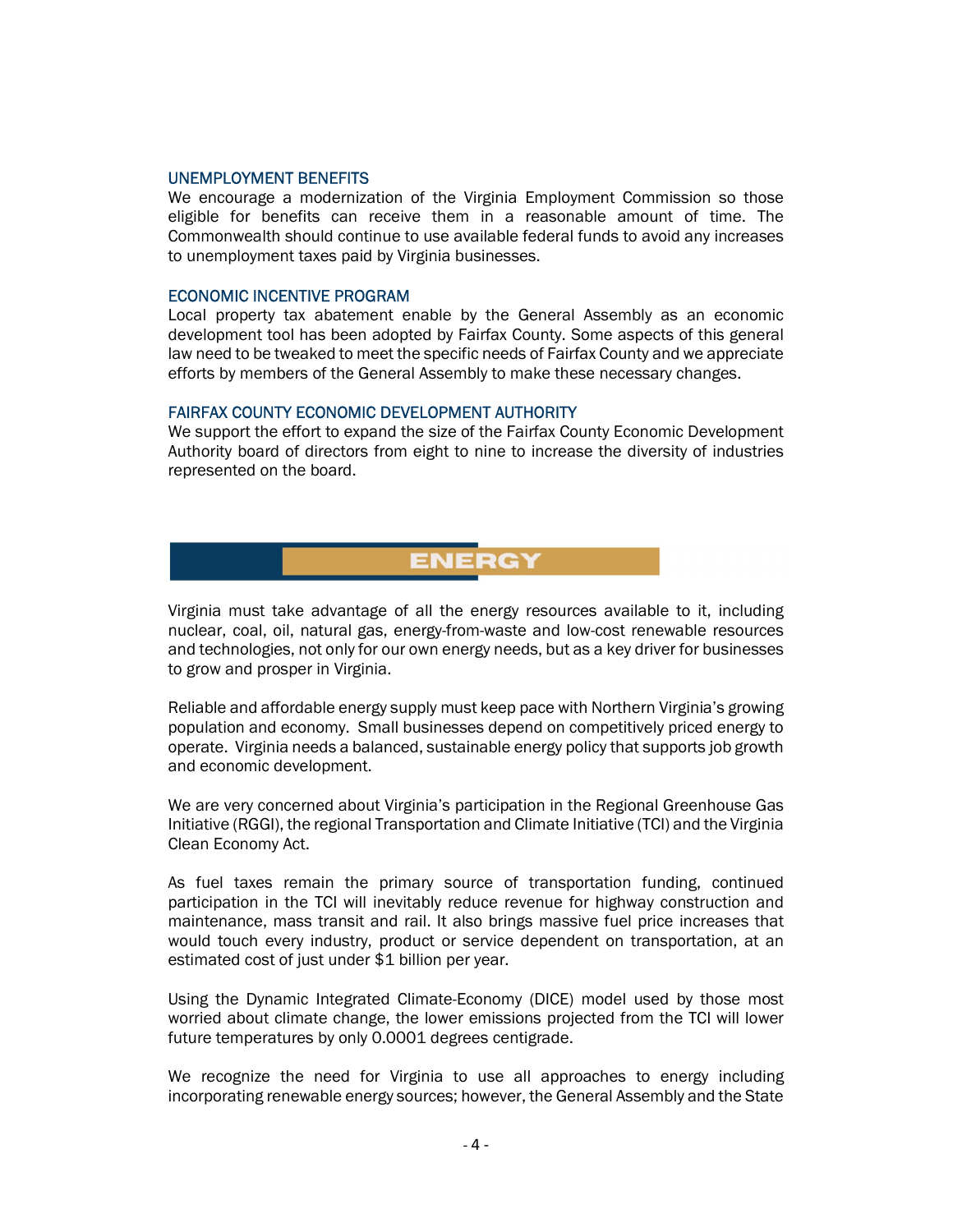### UNEMPLOYMENT BENEFITS

We encourage a modernization of the Virginia Employment Commission so those eligible for benefits can receive them in a reasonable amount of time. The Commonwealth should continue to use available federal funds to avoid any increases to unemployment taxes paid by Virginia businesses.

### ECONOMIC INCENTIVE PROGRAM

Local property tax abatement enable by the General Assembly as an economic development tool has been adopted by Fairfax County. Some aspects of this general law need to be tweaked to meet the specific needs of Fairfax County and we appreciate efforts by members of the General Assembly to make these necessary changes.

### FAIRFAX COUNTY ECONOMIC DEVELOPMENT AUTHORITY

We support the effort to expand the size of the Fairfax County Economic Development Authority board of directors from eight to nine to increase the diversity of industries represented on the board.

## ENERGY

Virginia must take advantage of all the energy resources available to it, including nuclear, coal, oil, natural gas, energy-from-waste and low-cost renewable resources and technologies, not only for our own energy needs, but as a key driver for businesses to grow and prosper in Virginia.

Reliable and affordable energy supply must keep pace with Northern Virginia's growing population and economy. Small businesses depend on competitively priced energy to operate. Virginia needs a balanced, sustainable energy policy that supports job growth and economic development.

We are very concerned about Virginia's participation in the Regional Greenhouse Gas Initiative (RGGI), the regional Transportation and Climate Initiative (TCI) and the Virginia Clean Economy Act.

As fuel taxes remain the primary source of transportation funding, continued participation in the TCI will inevitably reduce revenue for highway construction and maintenance, mass transit and rail. It also brings massive fuel price increases that would touch every industry, product or service dependent on transportation, at an estimated cost of just under $1 billion per year.

Using the Dynamic Integrated Climate-Economy (DICE) model used by those most worried about climate change, the lower emissions projected from the TCI will lower future temperatures by only 0.0001 degrees centigrade.

We recognize the need for Virginia to use all approaches to energy including incorporating renewable energy sources; however, the General Assembly and the State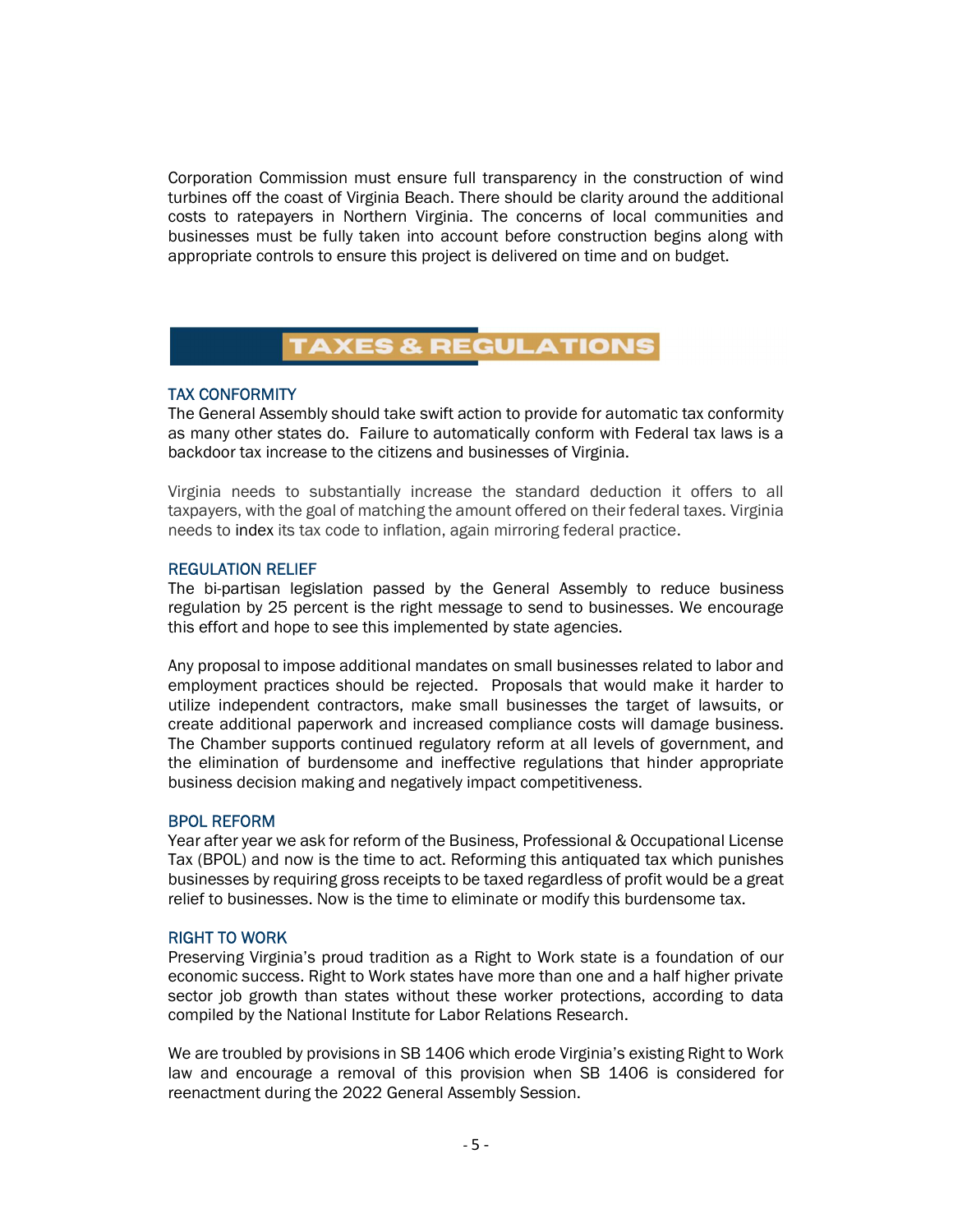Corporation Commission must ensure full transparency in the construction of wind turbines off the coast of Virginia Beach. There should be clarity around the additional costs to ratepayers in Northern Virginia. The concerns of local communities and businesses must be fully taken into account before construction begins along with appropriate controls to ensure this project is delivered on time and on budget.

## TAXES & REGULATIONS

### TAX CONFORMITY

The General Assembly should take swift action to provide for automatic tax conformity as many other states do. Failure to automatically conform with Federal tax laws is a backdoor tax increase to the citizens and businesses of Virginia.

Virginia needs to substantially increase the standard deduction it offers to all taxpayers, with the goal of matching the amount offered on their federal taxes. Virginia needs to index its tax code to inflation, again mirroring federal practice.

### REGULATION RELIEF

The bi-partisan legislation passed by the General Assembly to reduce business regulation by 25 percent is the right message to send to businesses. We encourage this effort and hope to see this implemented by state agencies.

Any proposal to impose additional mandates on small businesses related to labor and employment practices should be rejected. Proposals that would make it harder to utilize independent contractors, make small businesses the target of lawsuits, or create additional paperwork and increased compliance costs will damage business. The Chamber supports continued regulatory reform at all levels of government, and the elimination of burdensome and ineffective regulations that hinder appropriate business decision making and negatively impact competitiveness.

### BPOL REFORM

Year after year we ask for reform of the Business, Professional & Occupational License Tax (BPOL) and now is the time to act. Reforming this antiquated tax which punishes businesses by requiring gross receipts to be taxed regardless of profit would be a great relief to businesses. Now is the time to eliminate or modify this burdensome tax.

### RIGHT TO WORK

Preserving Virginia's proud tradition as a Right to Work state is a foundation of our economic success. Right to Work states have more than one and a half higher private sector job growth than states without these worker protections, according to data compiled by the National Institute for Labor Relations Research.

We are troubled by provisions in SB 1406 which erode Virginia's existing Right to Work law and encourage a removal of this provision when SB 1406 is considered for reenactment during the 2022 General Assembly Session.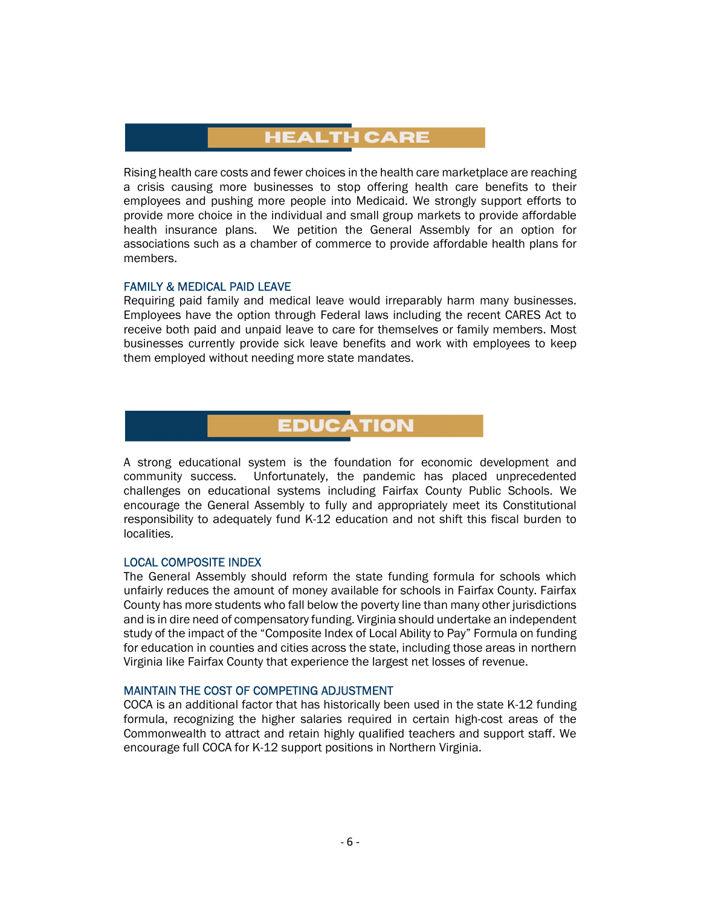## HEALTH CARE

Rising health care costs and fewer choices in the health care marketplace are reaching a crisis causing more businesses to stop offering health care benefits to their employees and pushing more people into Medicaid. We strongly support efforts to provide more choice in the individual and small group markets to provide affordable health insurance plans. We petition the General Assembly for an option for associations such as a chamber of commerce to provide affordable health plans for members.

### FAMILY & MEDICAL PAID LEAVE

Requiring paid family and medical leave would irreparably harm many businesses. Employees have the option through Federal laws including the recent CARES Act to receive both paid and unpaid leave to care for themselves or family members. Most businesses currently provide sick leave benefits and work with employees to keep them employed without needing more state mandates.

## EDUCATION

A strong educational system is the foundation for economic development and community success. Unfortunately, the pandemic has placed unprecedented challenges on educational systems including Fairfax County Public Schools. We encourage the General Assembly to fully and appropriately meet its Constitutional responsibility to adequately fund K-12 education and not shift this fiscal burden to localities.

### LOCAL COMPOSITE INDEX

The General Assembly should reform the state funding formula for schools which unfairly reduces the amount of money available for schools in Fairfax County. Fairfax County has more students who fall below the poverty line than many other jurisdictions and is in dire need of compensatory funding. Virginia should undertake an independent study of the impact of the "Composite Index of Local Ability to Pay" Formula on funding for education in counties and cities across the state, including those areas in northern Virginia like Fairfax County that experience the largest net losses of revenue.

### MAINTAIN THE COST OF COMPETING ADJUSTMENT

COCA is an additional factor that has historically been used in the state K-12 funding formula, recognizing the higher salaries required in certain high-cost areas of the Commonwealth to attract and retain highly qualified teachers and support staff. We encourage full COCA for K-12 support positions in Northern Virginia.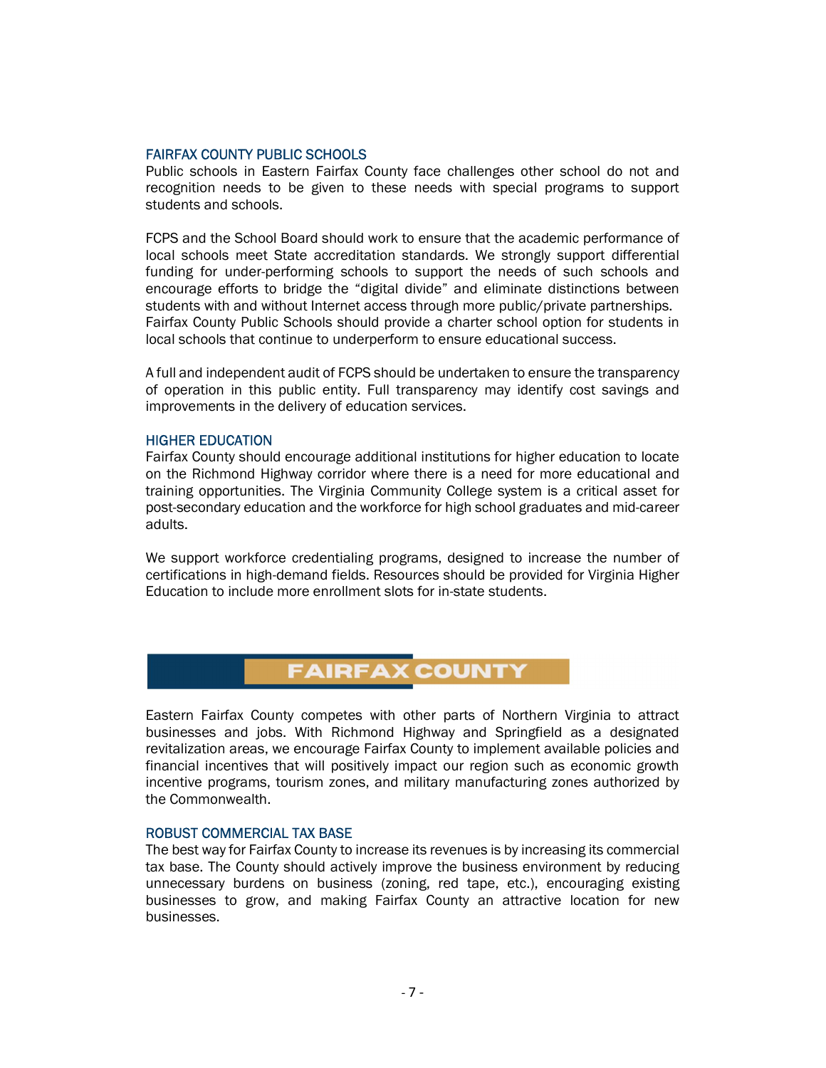### FAIRFAX COUNTY PUBLIC SCHOOLS

Public schools in Eastern Fairfax County face challenges other school do not and recognition needs to be given to these needs with special programs to support students and schools.

FCPS and the School Board should work to ensure that the academic performance of local schools meet State accreditation standards. We strongly support differential funding for under-performing schools to support the needs of such schools and encourage efforts to bridge the "digital divide" and eliminate distinctions between students with and without Internet access through more public/private partnerships. Fairfax County Public Schools should provide a charter school option for students in local schools that continue to underperform to ensure educational success.

A full and independent audit of FCPS should be undertaken to ensure the transparency of operation in this public entity. Full transparency may identify cost savings and improvements in the delivery of education services.

### HIGHER EDUCATION

Fairfax County should encourage additional institutions for higher education to locate on the Richmond Highway corridor where there is a need for more educational and training opportunities. The Virginia Community College system is a critical asset for post-secondary education and the workforce for high school graduates and mid-career adults.

We support workforce credentialing programs, designed to increase the number of certifications in high-demand fields. Resources should be provided for Virginia Higher Education to include more enrollment slots for in-state students.

## FAIRFAX COUNTY

Eastern Fairfax County competes with other parts of Northern Virginia to attract businesses and jobs. With Richmond Highway and Springfield as a designated revitalization areas, we encourage Fairfax County to implement available policies and financial incentives that will positively impact our region such as economic growth incentive programs, tourism zones, and military manufacturing zones authorized by the Commonwealth.

### ROBUST COMMERCIAL TAX BASE

The best way for Fairfax County to increase its revenues is by increasing its commercial tax base. The County should actively improve the business environment by reducing unnecessary burdens on business (zoning, red tape, etc.), encouraging existing businesses to grow, and making Fairfax County an attractive location for new businesses.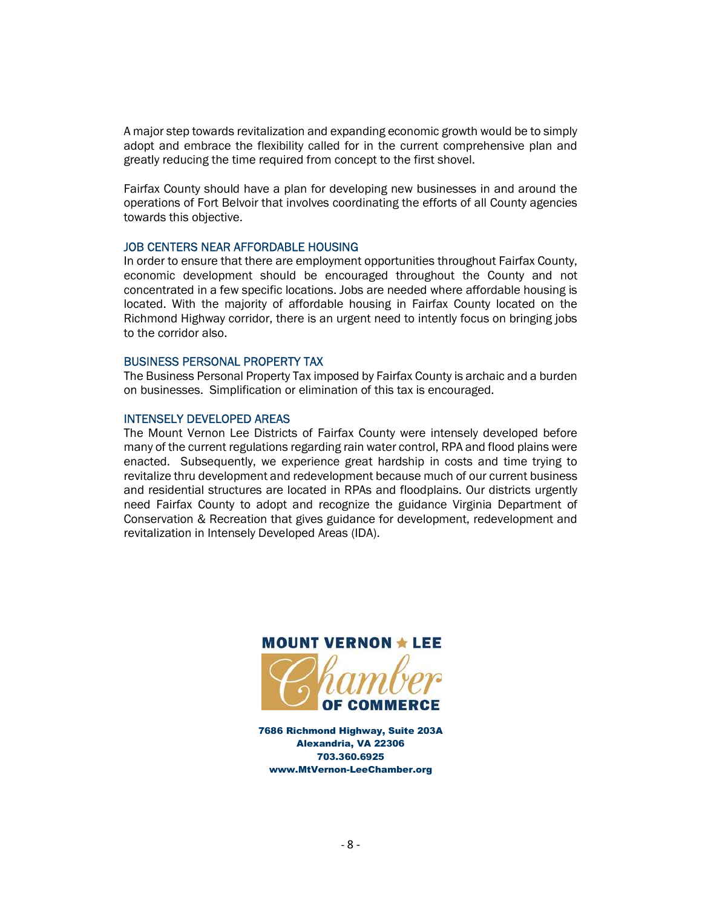A major step towards revitalization and expanding economic growth would be to simply adopt and embrace the flexibility called for in the current comprehensive plan and greatly reducing the time required from concept to the first shovel.

Fairfax County should have a plan for developing new businesses in and around the operations of Fort Belvoir that involves coordinating the efforts of all County agencies towards this objective.

### JOB CENTERS NEAR AFFORDABLE HOUSING

In order to ensure that there are employment opportunities throughout Fairfax County, economic development should be encouraged throughout the County and not concentrated in a few specific locations. Jobs are needed where affordable housing is located. With the majority of affordable housing in Fairfax County located on the Richmond Highway corridor, there is an urgent need to intently focus on bringing jobs to the corridor also.

### BUSINESS PERSONAL PROPERTY TAX

The Business Personal Property Tax imposed by Fairfax County is archaic and a burden on businesses. Simplification or elimination of this tax is encouraged.

### INTENSELY DEVELOPED AREAS

The Mount Vernon Lee Districts of Fairfax County were intensely developed before many of the current regulations regarding rain water control, RPA and flood plains were enacted. Subsequently, we experience great hardship in costs and time trying to revitalize thru development and redevelopment because much of our current business and residential structures are located in RPAs and floodplains. Our districts urgently need Fairfax County to adopt and recognize the guidance Virginia Department of Conservation & Recreation that gives guidance for development, redevelopment and revitalization in Intensely Developed Areas (IDA).

**MOUNT VERNON ★ LEE**
**Chamber**
**OF COMMERCE**

**7686 Richmond Highway, Suite 203A**
**Alexandria, VA 22306**
**703.360.6925**
**www.MtVernon-LeeChamber.org**